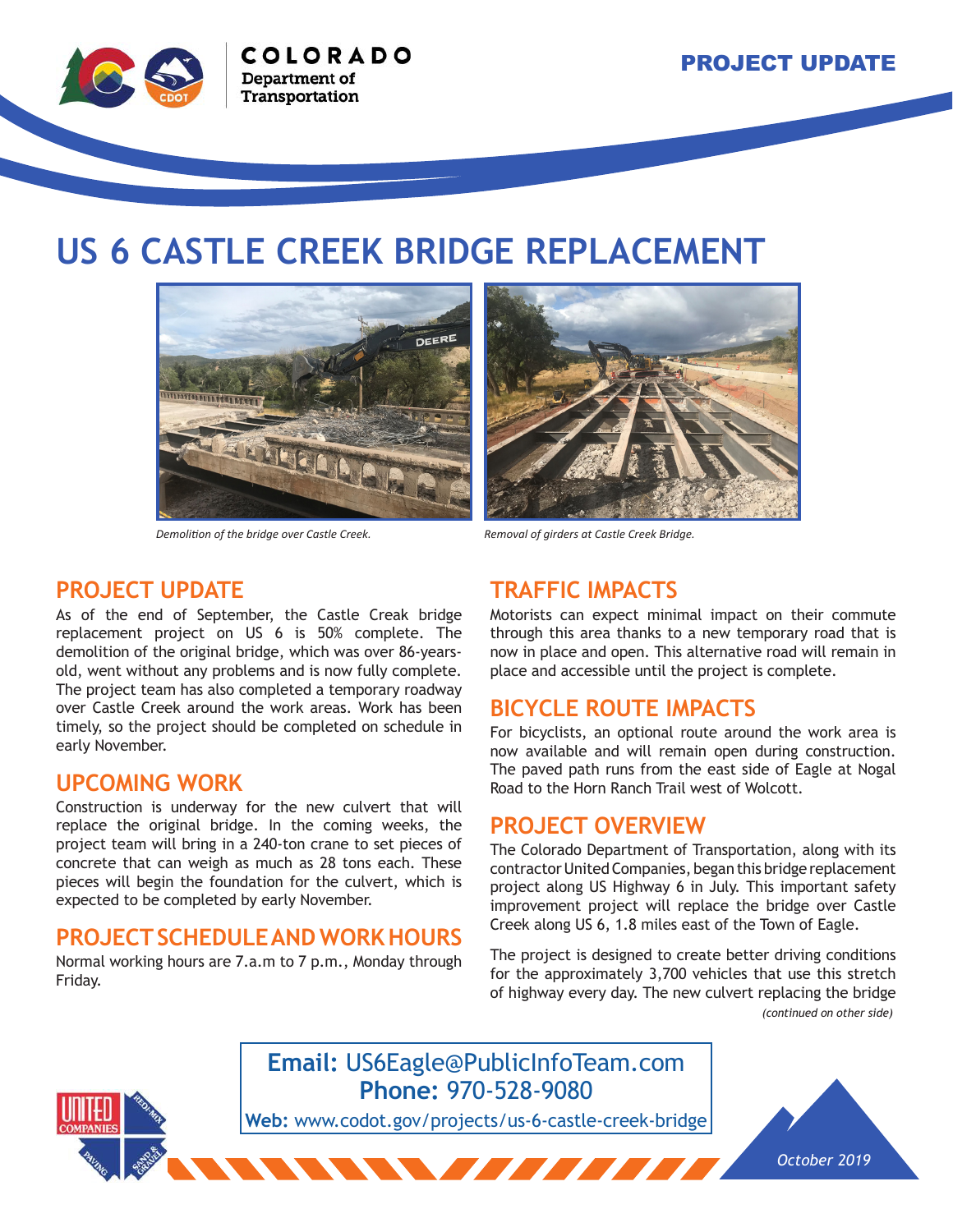PROJECT UPDATE

# US 6 CASTLE CREEK BRIDGE REPLACEMENT

*Demolition of the bridge over Castle Creek.*

*Removal of girders at Castle Creek Bridge.*

## PROJECT UPDATE

As of the end of September, the Castle Creak bridge replacement project on US 6 is 50% complete. The demolition of the original bridge, which was over 86-years-old, went without any problems and is now fully complete. The project team has also completed a temporary roadway over Castle Creek around the work areas. Work has been timely, so the project should be completed on schedule in early November.

## UPCOMING WORK

Construction is underway for the new culvert that will replace the original bridge. In the coming weeks, the project team will bring in a 240-ton crane to set pieces of concrete that can weigh as much as 28 tons each. These pieces will begin the foundation for the culvert, which is expected to be completed by early November.

## PROJECT SCHEDULE AND WORK HOURS

Normal working hours are 7.a.m to 7 p.m., Monday through Friday.

## TRAFFIC IMPACTS

Motorists can expect minimal impact on their commute through this area thanks to a new temporary road that is now in place and open. This alternative road will remain in place and accessible until the project is complete.

## BICYCLE ROUTE IMPACTS

For bicyclists, an optional route around the work area is now available and will remain open during construction. The paved path runs from the east side of Eagle at Nogal Road to the Horn Ranch Trail west of Wolcott.

## PROJECT OVERVIEW

The Colorado Department of Transportation, along with its contractor United Companies, began this bridge replacement project along US Highway 6 in July. This important safety improvement project will replace the bridge over Castle Creek along US 6, 1.8 miles east of the Town of Eagle.

The project is designed to create better driving conditions for the approximately 3,700 vehicles that use this stretch of highway every day. The new culvert replacing the bridge

*(continued on other side)*

**Email:** US6Eagle@PublicInfoTeam.com
**Phone:** 970-528-9080
**Web:** www.codot.gov/projects/us-6-castle-creek-bridge

*October 2019*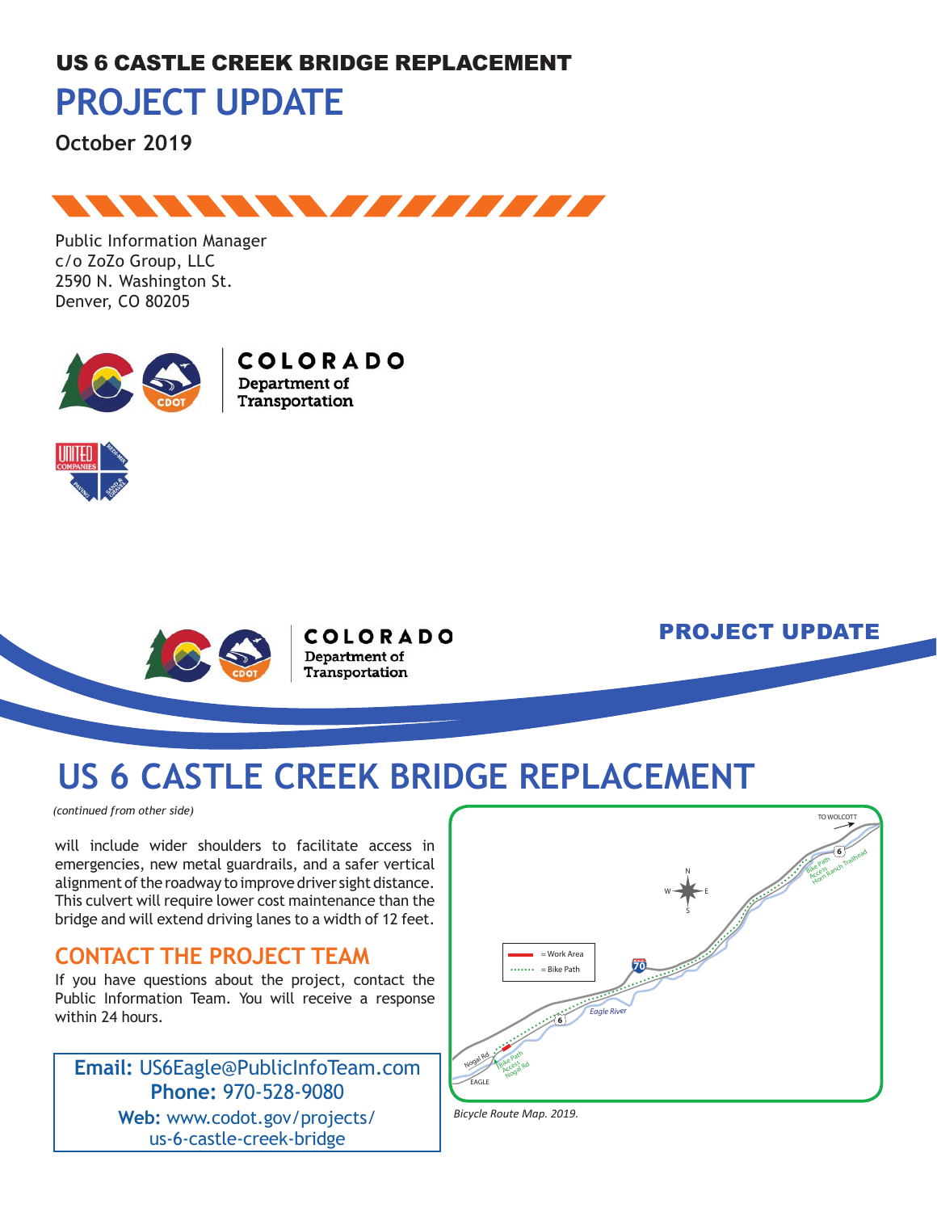# US 6 CASTLE CREEK BRIDGE REPLACEMENT

## PROJECT UPDATE

**October 2019**

Public Information Manager
c/o ZoZo Group, LLC
2590 N. Washington St.
Denver, CO 80205

COLORADO
Department of Transportation

PROJECT UPDATE

# US 6 CASTLE CREEK BRIDGE REPLACEMENT

*(continued from other side)*

will include wider shoulders to facilitate access in emergencies, new metal guardrails, and a safer vertical alignment of the roadway to improve driver sight distance. This culvert will require lower cost maintenance than the bridge and will extend driving lanes to a width of 12 feet.

## CONTACT THE PROJECT TEAM

If you have questions about the project, contact the Public Information Team. You will receive a response within 24 hours.

**Email:** US6Eagle@PublicInfoTeam.com
**Phone:** 970-528-9080
**Web:** www.codot.gov/projects/us-6-castle-creek-bridge

= Work Area
= Bike Path
TO WOLCOTT
Bike Path Access Horn Ranch Trailhead
Eagle River
Nogal Rd
EAGLE
Bike Path Access Nogal Rd

*Bicycle Route Map. 2019.*